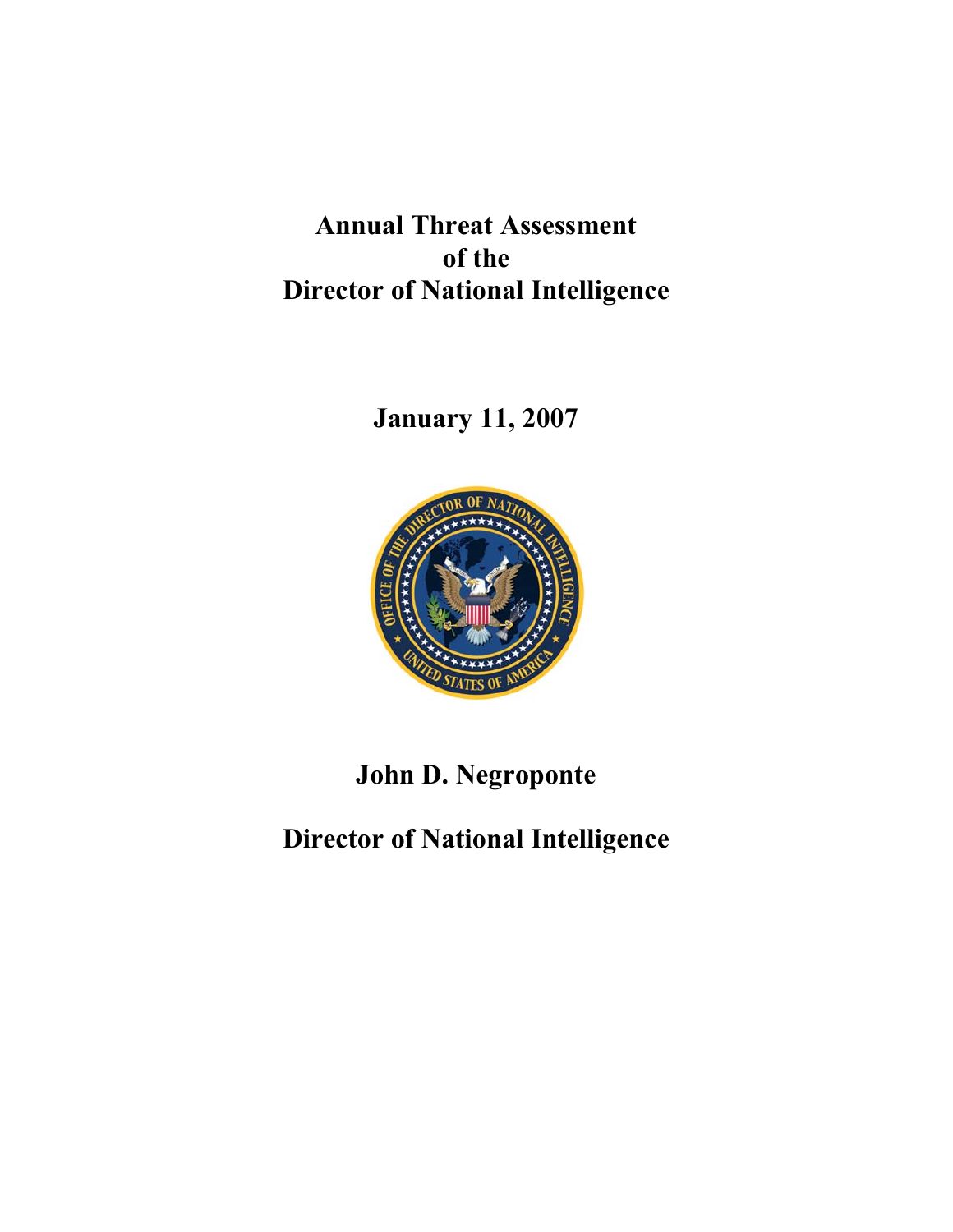# Annual Threat Assessment of the Director of National Intelligence

**January 11, 2007**

**John D. Negroponte**

**Director of National Intelligence**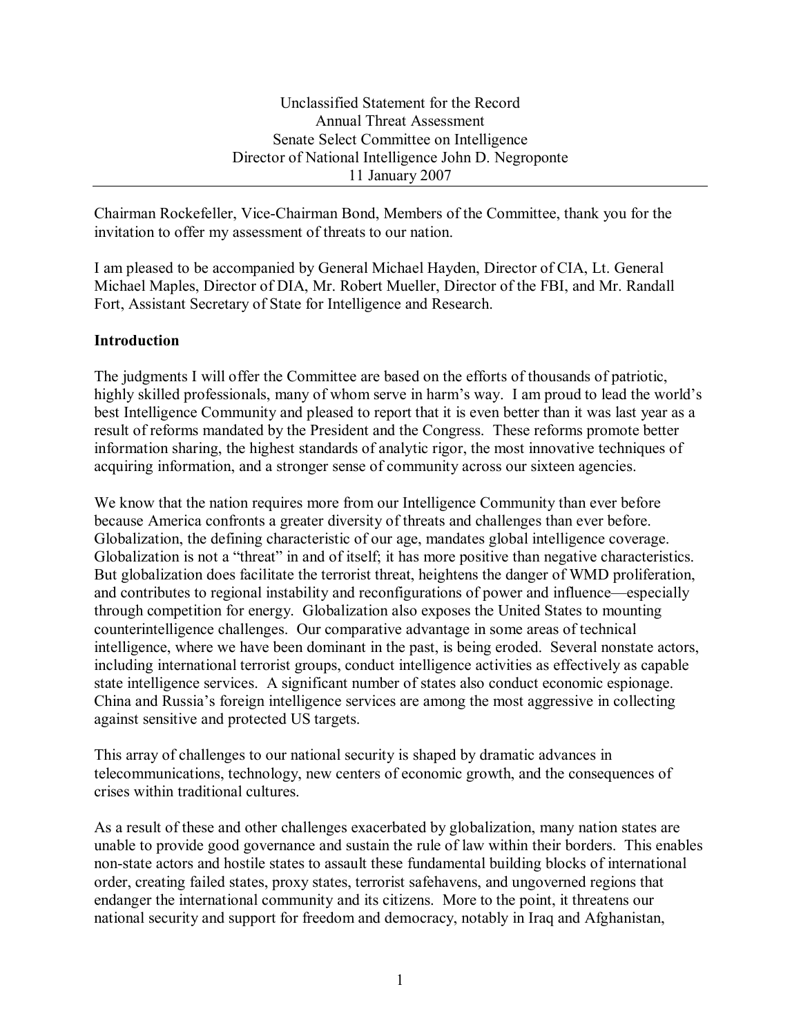Unclassified Statement for the Record
Annual Threat Assessment
Senate Select Committee on Intelligence
Director of National Intelligence John D. Negroponte
11 January 2007

---

Chairman Rockefeller, Vice-Chairman Bond, Members of the Committee, thank you for the invitation to offer my assessment of threats to our nation.

I am pleased to be accompanied by General Michael Hayden, Director of CIA, Lt. General Michael Maples, Director of DIA, Mr. Robert Mueller, Director of the FBI, and Mr. Randall Fort, Assistant Secretary of State for Intelligence and Research.

**Introduction**

The judgments I will offer the Committee are based on the efforts of thousands of patriotic, highly skilled professionals, many of whom serve in harm's way. I am proud to lead the world's best Intelligence Community and pleased to report that it is even better than it was last year as a result of reforms mandated by the President and the Congress. These reforms promote better information sharing, the highest standards of analytic rigor, the most innovative techniques of acquiring information, and a stronger sense of community across our sixteen agencies.

We know that the nation requires more from our Intelligence Community than ever before because America confronts a greater diversity of threats and challenges than ever before. Globalization, the defining characteristic of our age, mandates global intelligence coverage. Globalization is not a "threat" in and of itself; it has more positive than negative characteristics. But globalization does facilitate the terrorist threat, heightens the danger of WMD proliferation, and contributes to regional instability and reconfigurations of power and influence—especially through competition for energy. Globalization also exposes the United States to mounting counterintelligence challenges. Our comparative advantage in some areas of technical intelligence, where we have been dominant in the past, is being eroded. Several nonstate actors, including international terrorist groups, conduct intelligence activities as effectively as capable state intelligence services. A significant number of states also conduct economic espionage. China and Russia's foreign intelligence services are among the most aggressive in collecting against sensitive and protected US targets.

This array of challenges to our national security is shaped by dramatic advances in telecommunications, technology, new centers of economic growth, and the consequences of crises within traditional cultures.

As a result of these and other challenges exacerbated by globalization, many nation states are unable to provide good governance and sustain the rule of law within their borders. This enables non-state actors and hostile states to assault these fundamental building blocks of international order, creating failed states, proxy states, terrorist safehavens, and ungoverned regions that endanger the international community and its citizens. More to the point, it threatens our national security and support for freedom and democracy, notably in Iraq and Afghanistan,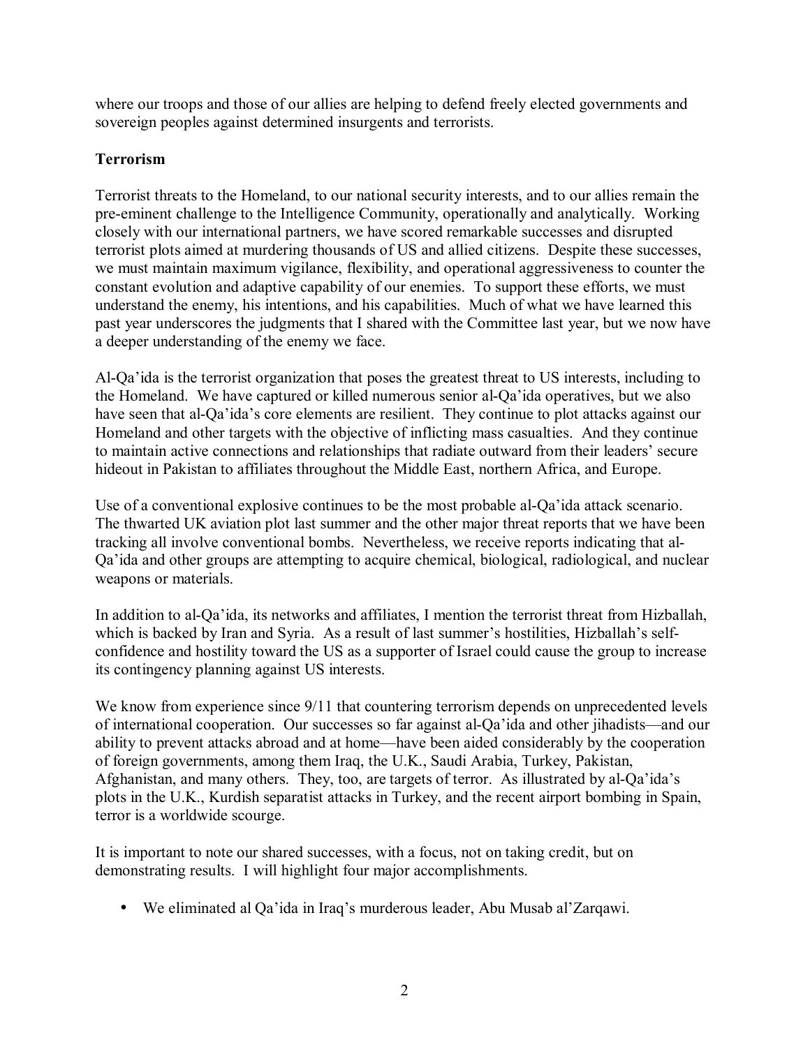where our troops and those of our allies are helping to defend freely elected governments and sovereign peoples against determined insurgents and terrorists.

**Terrorism**

Terrorist threats to the Homeland, to our national security interests, and to our allies remain the pre-eminent challenge to the Intelligence Community, operationally and analytically. Working closely with our international partners, we have scored remarkable successes and disrupted terrorist plots aimed at murdering thousands of US and allied citizens. Despite these successes, we must maintain maximum vigilance, flexibility, and operational aggressiveness to counter the constant evolution and adaptive capability of our enemies. To support these efforts, we must understand the enemy, his intentions, and his capabilities. Much of what we have learned this past year underscores the judgments that I shared with the Committee last year, but we now have a deeper understanding of the enemy we face.

Al-Qa'ida is the terrorist organization that poses the greatest threat to US interests, including to the Homeland. We have captured or killed numerous senior al-Qa'ida operatives, but we also have seen that al-Qa'ida's core elements are resilient. They continue to plot attacks against our Homeland and other targets with the objective of inflicting mass casualties. And they continue to maintain active connections and relationships that radiate outward from their leaders' secure hideout in Pakistan to affiliates throughout the Middle East, northern Africa, and Europe.

Use of a conventional explosive continues to be the most probable al-Qa'ida attack scenario. The thwarted UK aviation plot last summer and the other major threat reports that we have been tracking all involve conventional bombs. Nevertheless, we receive reports indicating that al-Qa'ida and other groups are attempting to acquire chemical, biological, radiological, and nuclear weapons or materials.

In addition to al-Qa'ida, its networks and affiliates, I mention the terrorist threat from Hizballah, which is backed by Iran and Syria. As a result of last summer's hostilities, Hizballah's self-confidence and hostility toward the US as a supporter of Israel could cause the group to increase its contingency planning against US interests.

We know from experience since 9/11 that countering terrorism depends on unprecedented levels of international cooperation. Our successes so far against al-Qa'ida and other jihadists—and our ability to prevent attacks abroad and at home—have been aided considerably by the cooperation of foreign governments, among them Iraq, the U.K., Saudi Arabia, Turkey, Pakistan, Afghanistan, and many others. They, too, are targets of terror. As illustrated by al-Qa'ida's plots in the U.K., Kurdish separatist attacks in Turkey, and the recent airport bombing in Spain, terror is a worldwide scourge.

It is important to note our shared successes, with a focus, not on taking credit, but on demonstrating results. I will highlight four major accomplishments.

- We eliminated al Qa'ida in Iraq's murderous leader, Abu Musab al'Zarqawi.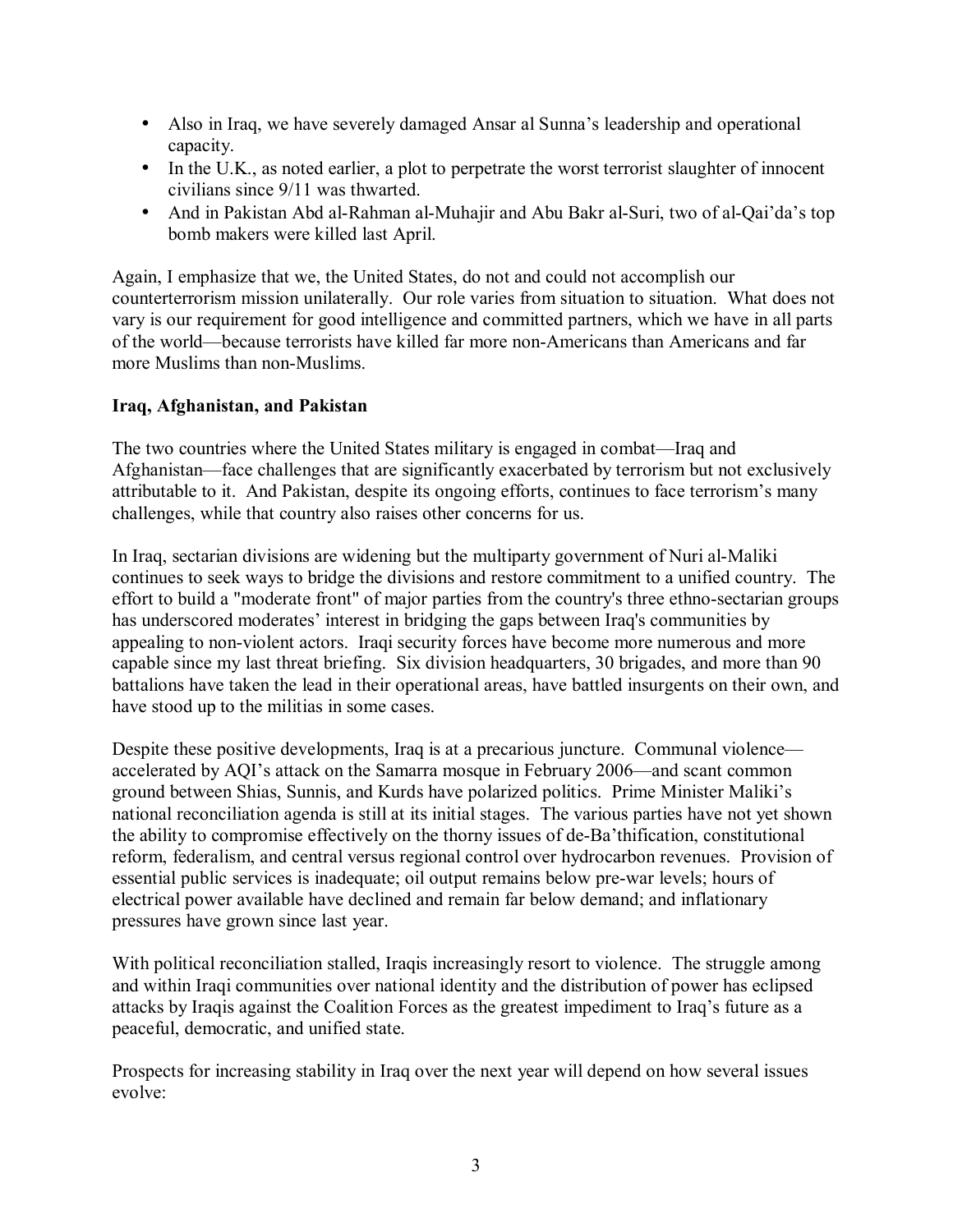- Also in Iraq, we have severely damaged Ansar al Sunna's leadership and operational capacity.
- In the U.K., as noted earlier, a plot to perpetrate the worst terrorist slaughter of innocent civilians since 9/11 was thwarted.
- And in Pakistan Abd al-Rahman al-Muhajir and Abu Bakr al-Suri, two of al-Qai'da's top bomb makers were killed last April.

Again, I emphasize that we, the United States, do not and could not accomplish our counterterrorism mission unilaterally. Our role varies from situation to situation. What does not vary is our requirement for good intelligence and committed partners, which we have in all parts of the world—because terrorists have killed far more non-Americans than Americans and far more Muslims than non-Muslims.

**Iraq, Afghanistan, and Pakistan**

The two countries where the United States military is engaged in combat—Iraq and Afghanistan—face challenges that are significantly exacerbated by terrorism but not exclusively attributable to it. And Pakistan, despite its ongoing efforts, continues to face terrorism's many challenges, while that country also raises other concerns for us.

In Iraq, sectarian divisions are widening but the multiparty government of Nuri al-Maliki continues to seek ways to bridge the divisions and restore commitment to a unified country. The effort to build a "moderate front" of major parties from the country's three ethno-sectarian groups has underscored moderates' interest in bridging the gaps between Iraq's communities by appealing to non-violent actors. Iraqi security forces have become more numerous and more capable since my last threat briefing. Six division headquarters, 30 brigades, and more than 90 battalions have taken the lead in their operational areas, have battled insurgents on their own, and have stood up to the militias in some cases.

Despite these positive developments, Iraq is at a precarious juncture. Communal violence—accelerated by AQI's attack on the Samarra mosque in February 2006—and scant common ground between Shias, Sunnis, and Kurds have polarized politics. Prime Minister Maliki's national reconciliation agenda is still at its initial stages. The various parties have not yet shown the ability to compromise effectively on the thorny issues of de-Ba'thification, constitutional reform, federalism, and central versus regional control over hydrocarbon revenues. Provision of essential public services is inadequate; oil output remains below pre-war levels; hours of electrical power available have declined and remain far below demand; and inflationary pressures have grown since last year.

With political reconciliation stalled, Iraqis increasingly resort to violence. The struggle among and within Iraqi communities over national identity and the distribution of power has eclipsed attacks by Iraqis against the Coalition Forces as the greatest impediment to Iraq's future as a peaceful, democratic, and unified state.

Prospects for increasing stability in Iraq over the next year will depend on how several issues evolve: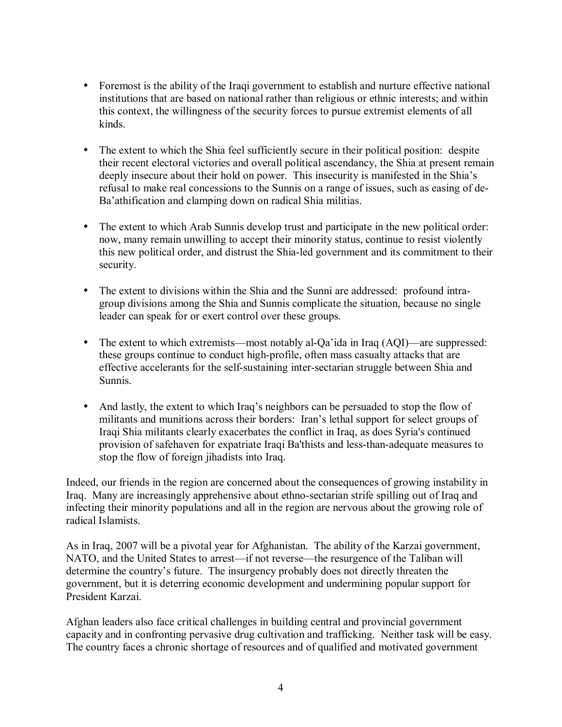- Foremost is the ability of the Iraqi government to establish and nurture effective national institutions that are based on national rather than religious or ethnic interests; and within this context, the willingness of the security forces to pursue extremist elements of all kinds.

- The extent to which the Shia feel sufficiently secure in their political position: despite their recent electoral victories and overall political ascendancy, the Shia at present remain deeply insecure about their hold on power. This insecurity is manifested in the Shia's refusal to make real concessions to the Sunnis on a range of issues, such as easing of de-Ba'athification and clamping down on radical Shia militias.

- The extent to which Arab Sunnis develop trust and participate in the new political order: now, many remain unwilling to accept their minority status, continue to resist violently this new political order, and distrust the Shia-led government and its commitment to their security.

- The extent to divisions within the Shia and the Sunni are addressed: profound intra-group divisions among the Shia and Sunnis complicate the situation, because no single leader can speak for or exert control over these groups.

- The extent to which extremists—most notably al-Qa'ida in Iraq (AQI)—are suppressed: these groups continue to conduct high-profile, often mass casualty attacks that are effective accelerants for the self-sustaining inter-sectarian struggle between Shia and Sunnis.

- And lastly, the extent to which Iraq's neighbors can be persuaded to stop the flow of militants and munitions across their borders: Iran's lethal support for select groups of Iraqi Shia militants clearly exacerbates the conflict in Iraq, as does Syria's continued provision of safehaven for expatriate Iraqi Ba'thists and less-than-adequate measures to stop the flow of foreign jihadists into Iraq.

Indeed, our friends in the region are concerned about the consequences of growing instability in Iraq. Many are increasingly apprehensive about ethno-sectarian strife spilling out of Iraq and infecting their minority populations and all in the region are nervous about the growing role of radical Islamists.

As in Iraq, 2007 will be a pivotal year for Afghanistan. The ability of the Karzai government, NATO, and the United States to arrest—if not reverse—the resurgence of the Taliban will determine the country's future. The insurgency probably does not directly threaten the government, but it is deterring economic development and undermining popular support for President Karzai.

Afghan leaders also face critical challenges in building central and provincial government capacity and in confronting pervasive drug cultivation and trafficking. Neither task will be easy. The country faces a chronic shortage of resources and of qualified and motivated government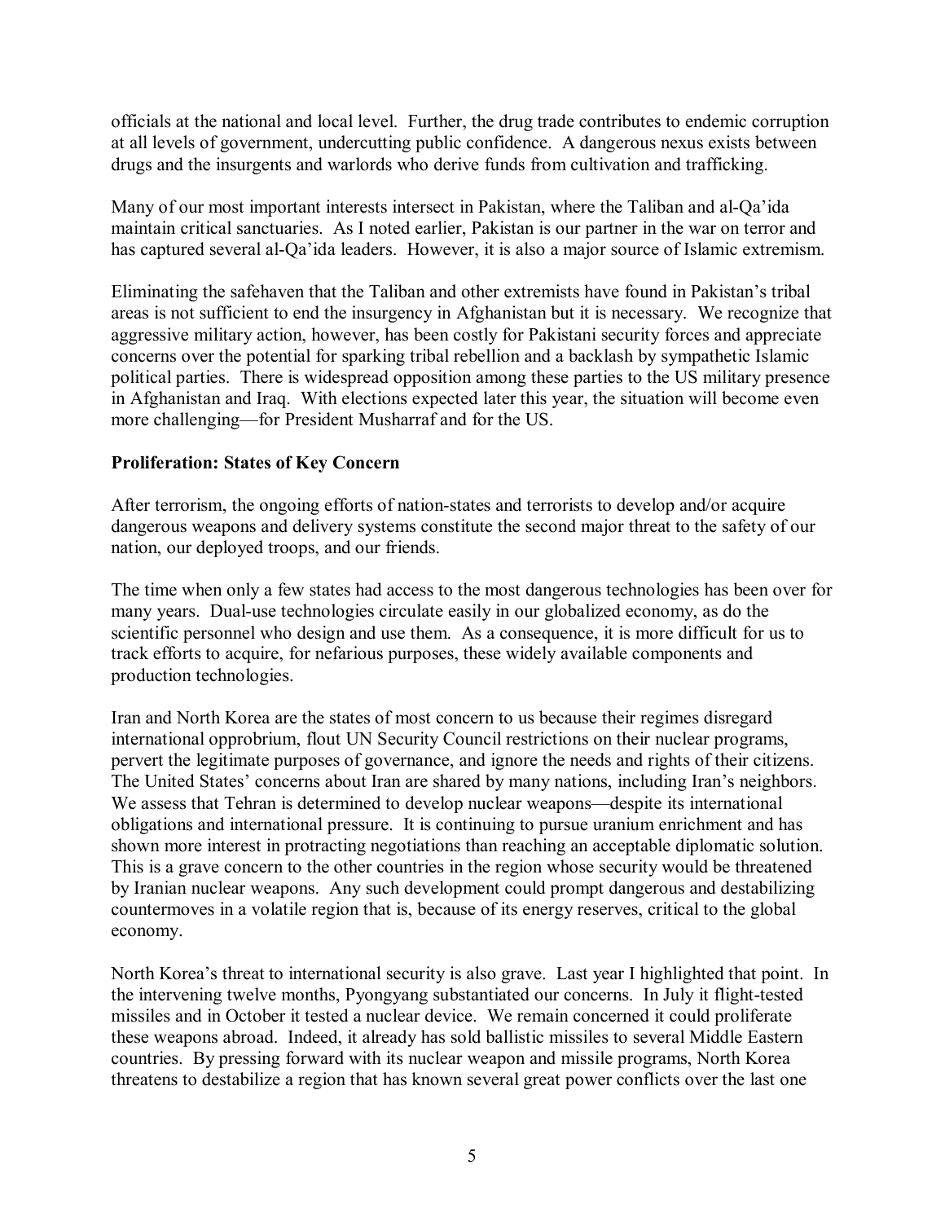officials at the national and local level. Further, the drug trade contributes to endemic corruption at all levels of government, undercutting public confidence. A dangerous nexus exists between drugs and the insurgents and warlords who derive funds from cultivation and trafficking.

Many of our most important interests intersect in Pakistan, where the Taliban and al-Qa'ida maintain critical sanctuaries. As I noted earlier, Pakistan is our partner in the war on terror and has captured several al-Qa'ida leaders. However, it is also a major source of Islamic extremism.

Eliminating the safehaven that the Taliban and other extremists have found in Pakistan's tribal areas is not sufficient to end the insurgency in Afghanistan but it is necessary. We recognize that aggressive military action, however, has been costly for Pakistani security forces and appreciate concerns over the potential for sparking tribal rebellion and a backlash by sympathetic Islamic political parties. There is widespread opposition among these parties to the US military presence in Afghanistan and Iraq. With elections expected later this year, the situation will become even more challenging—for President Musharraf and for the US.

**Proliferation: States of Key Concern**

After terrorism, the ongoing efforts of nation-states and terrorists to develop and/or acquire dangerous weapons and delivery systems constitute the second major threat to the safety of our nation, our deployed troops, and our friends.

The time when only a few states had access to the most dangerous technologies has been over for many years. Dual-use technologies circulate easily in our globalized economy, as do the scientific personnel who design and use them. As a consequence, it is more difficult for us to track efforts to acquire, for nefarious purposes, these widely available components and production technologies.

Iran and North Korea are the states of most concern to us because their regimes disregard international opprobrium, flout UN Security Council restrictions on their nuclear programs, pervert the legitimate purposes of governance, and ignore the needs and rights of their citizens. The United States' concerns about Iran are shared by many nations, including Iran's neighbors. We assess that Tehran is determined to develop nuclear weapons—despite its international obligations and international pressure. It is continuing to pursue uranium enrichment and has shown more interest in protracting negotiations than reaching an acceptable diplomatic solution. This is a grave concern to the other countries in the region whose security would be threatened by Iranian nuclear weapons. Any such development could prompt dangerous and destabilizing countermoves in a volatile region that is, because of its energy reserves, critical to the global economy.

North Korea's threat to international security is also grave. Last year I highlighted that point. In the intervening twelve months, Pyongyang substantiated our concerns. In July it flight-tested missiles and in October it tested a nuclear device. We remain concerned it could proliferate these weapons abroad. Indeed, it already has sold ballistic missiles to several Middle Eastern countries. By pressing forward with its nuclear weapon and missile programs, North Korea threatens to destabilize a region that has known several great power conflicts over the last one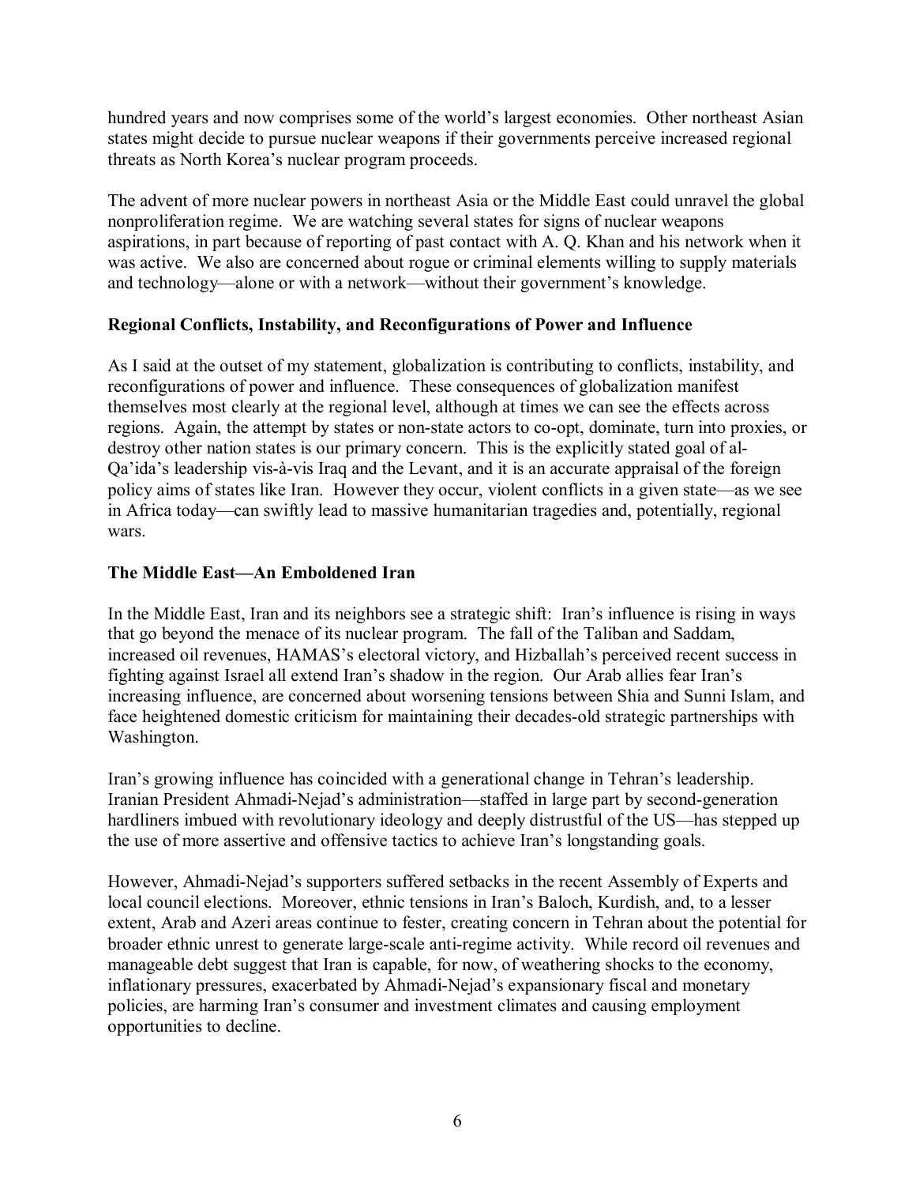hundred years and now comprises some of the world's largest economies. Other northeast Asian states might decide to pursue nuclear weapons if their governments perceive increased regional threats as North Korea's nuclear program proceeds.

The advent of more nuclear powers in northeast Asia or the Middle East could unravel the global nonproliferation regime. We are watching several states for signs of nuclear weapons aspirations, in part because of reporting of past contact with A. Q. Khan and his network when it was active. We also are concerned about rogue or criminal elements willing to supply materials and technology—alone or with a network—without their government's knowledge.

**Regional Conflicts, Instability, and Reconfigurations of Power and Influence**

As I said at the outset of my statement, globalization is contributing to conflicts, instability, and reconfigurations of power and influence. These consequences of globalization manifest themselves most clearly at the regional level, although at times we can see the effects across regions. Again, the attempt by states or non-state actors to co-opt, dominate, turn into proxies, or destroy other nation states is our primary concern. This is the explicitly stated goal of al-Qa'ida's leadership vis-à-vis Iraq and the Levant, and it is an accurate appraisal of the foreign policy aims of states like Iran. However they occur, violent conflicts in a given state—as we see in Africa today—can swiftly lead to massive humanitarian tragedies and, potentially, regional wars.

**The Middle East—An Emboldened Iran**

In the Middle East, Iran and its neighbors see a strategic shift: Iran's influence is rising in ways that go beyond the menace of its nuclear program. The fall of the Taliban and Saddam, increased oil revenues, HAMAS's electoral victory, and Hizballah's perceived recent success in fighting against Israel all extend Iran's shadow in the region. Our Arab allies fear Iran's increasing influence, are concerned about worsening tensions between Shia and Sunni Islam, and face heightened domestic criticism for maintaining their decades-old strategic partnerships with Washington.

Iran's growing influence has coincided with a generational change in Tehran's leadership. Iranian President Ahmadi-Nejad's administration—staffed in large part by second-generation hardliners imbued with revolutionary ideology and deeply distrustful of the US—has stepped up the use of more assertive and offensive tactics to achieve Iran's longstanding goals.

However, Ahmadi-Nejad's supporters suffered setbacks in the recent Assembly of Experts and local council elections. Moreover, ethnic tensions in Iran's Baloch, Kurdish, and, to a lesser extent, Arab and Azeri areas continue to fester, creating concern in Tehran about the potential for broader ethnic unrest to generate large-scale anti-regime activity. While record oil revenues and manageable debt suggest that Iran is capable, for now, of weathering shocks to the economy, inflationary pressures, exacerbated by Ahmadi-Nejad's expansionary fiscal and monetary policies, are harming Iran's consumer and investment climates and causing employment opportunities to decline.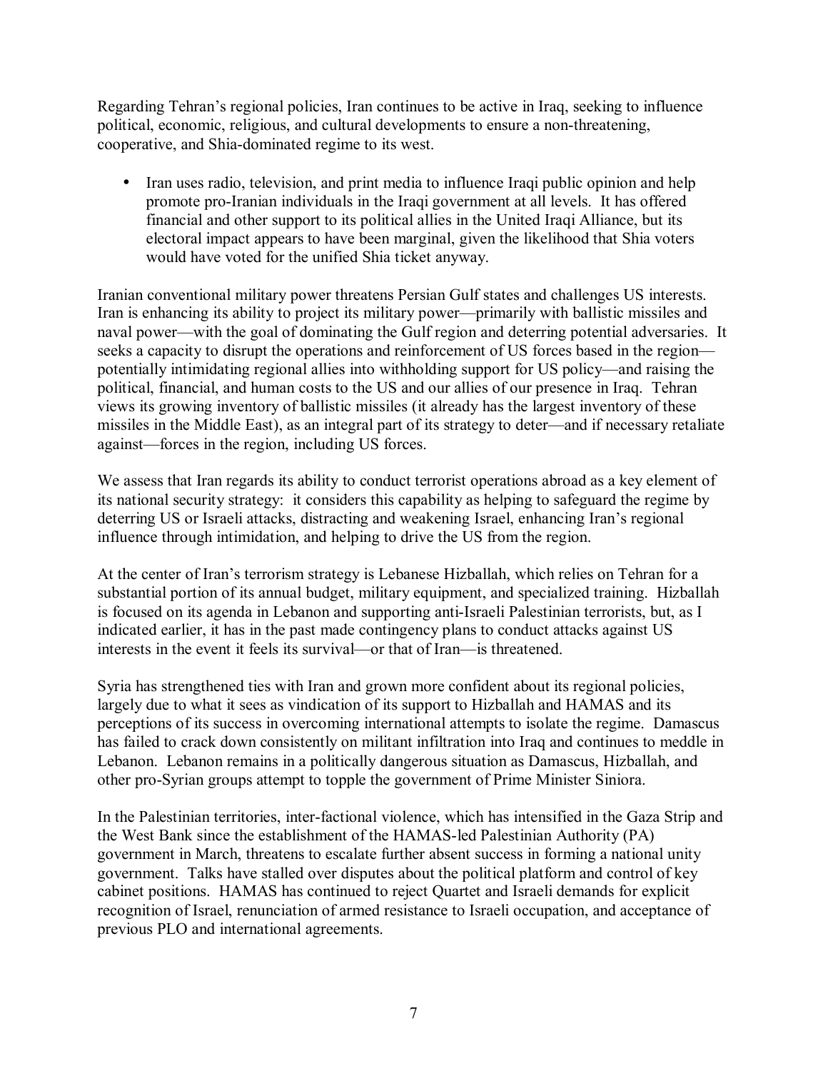Regarding Tehran's regional policies, Iran continues to be active in Iraq, seeking to influence political, economic, religious, and cultural developments to ensure a non-threatening, cooperative, and Shia-dominated regime to its west.

- Iran uses radio, television, and print media to influence Iraqi public opinion and help promote pro-Iranian individuals in the Iraqi government at all levels. It has offered financial and other support to its political allies in the United Iraqi Alliance, but its electoral impact appears to have been marginal, given the likelihood that Shia voters would have voted for the unified Shia ticket anyway.

Iranian conventional military power threatens Persian Gulf states and challenges US interests. Iran is enhancing its ability to project its military power—primarily with ballistic missiles and naval power—with the goal of dominating the Gulf region and deterring potential adversaries. It seeks a capacity to disrupt the operations and reinforcement of US forces based in the region—potentially intimidating regional allies into withholding support for US policy—and raising the political, financial, and human costs to the US and our allies of our presence in Iraq. Tehran views its growing inventory of ballistic missiles (it already has the largest inventory of these missiles in the Middle East), as an integral part of its strategy to deter—and if necessary retaliate against—forces in the region, including US forces.

We assess that Iran regards its ability to conduct terrorist operations abroad as a key element of its national security strategy: it considers this capability as helping to safeguard the regime by deterring US or Israeli attacks, distracting and weakening Israel, enhancing Iran's regional influence through intimidation, and helping to drive the US from the region.

At the center of Iran's terrorism strategy is Lebanese Hizballah, which relies on Tehran for a substantial portion of its annual budget, military equipment, and specialized training. Hizballah is focused on its agenda in Lebanon and supporting anti-Israeli Palestinian terrorists, but, as I indicated earlier, it has in the past made contingency plans to conduct attacks against US interests in the event it feels its survival—or that of Iran—is threatened.

Syria has strengthened ties with Iran and grown more confident about its regional policies, largely due to what it sees as vindication of its support to Hizballah and HAMAS and its perceptions of its success in overcoming international attempts to isolate the regime. Damascus has failed to crack down consistently on militant infiltration into Iraq and continues to meddle in Lebanon. Lebanon remains in a politically dangerous situation as Damascus, Hizballah, and other pro-Syrian groups attempt to topple the government of Prime Minister Siniora.

In the Palestinian territories, inter-factional violence, which has intensified in the Gaza Strip and the West Bank since the establishment of the HAMAS-led Palestinian Authority (PA) government in March, threatens to escalate further absent success in forming a national unity government. Talks have stalled over disputes about the political platform and control of key cabinet positions. HAMAS has continued to reject Quartet and Israeli demands for explicit recognition of Israel, renunciation of armed resistance to Israeli occupation, and acceptance of previous PLO and international agreements.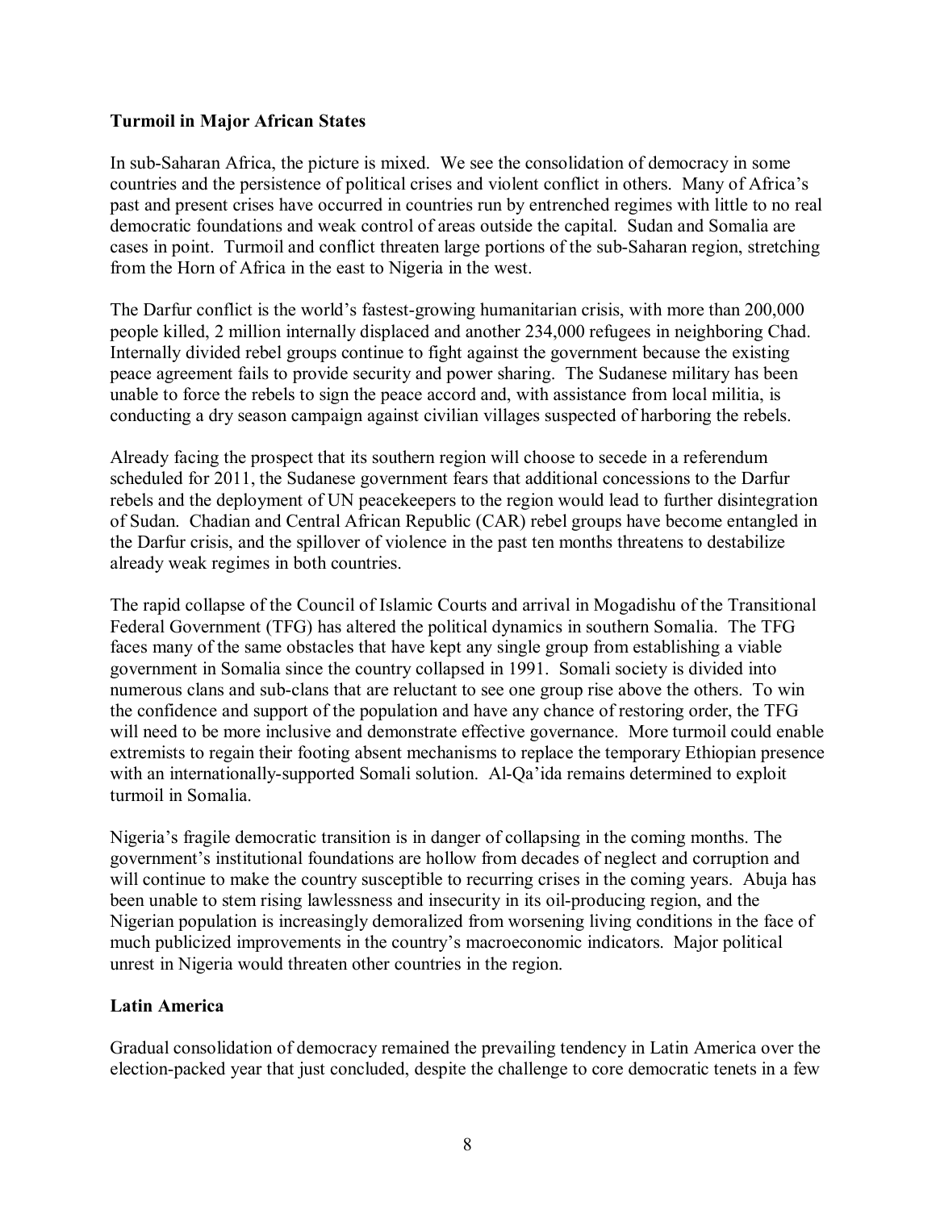**Turmoil in Major African States**

In sub-Saharan Africa, the picture is mixed. We see the consolidation of democracy in some countries and the persistence of political crises and violent conflict in others. Many of Africa's past and present crises have occurred in countries run by entrenched regimes with little to no real democratic foundations and weak control of areas outside the capital. Sudan and Somalia are cases in point. Turmoil and conflict threaten large portions of the sub-Saharan region, stretching from the Horn of Africa in the east to Nigeria in the west.

The Darfur conflict is the world's fastest-growing humanitarian crisis, with more than 200,000 people killed, 2 million internally displaced and another 234,000 refugees in neighboring Chad. Internally divided rebel groups continue to fight against the government because the existing peace agreement fails to provide security and power sharing. The Sudanese military has been unable to force the rebels to sign the peace accord and, with assistance from local militia, is conducting a dry season campaign against civilian villages suspected of harboring the rebels.

Already facing the prospect that its southern region will choose to secede in a referendum scheduled for 2011, the Sudanese government fears that additional concessions to the Darfur rebels and the deployment of UN peacekeepers to the region would lead to further disintegration of Sudan. Chadian and Central African Republic (CAR) rebel groups have become entangled in the Darfur crisis, and the spillover of violence in the past ten months threatens to destabilize already weak regimes in both countries.

The rapid collapse of the Council of Islamic Courts and arrival in Mogadishu of the Transitional Federal Government (TFG) has altered the political dynamics in southern Somalia. The TFG faces many of the same obstacles that have kept any single group from establishing a viable government in Somalia since the country collapsed in 1991. Somali society is divided into numerous clans and sub-clans that are reluctant to see one group rise above the others. To win the confidence and support of the population and have any chance of restoring order, the TFG will need to be more inclusive and demonstrate effective governance. More turmoil could enable extremists to regain their footing absent mechanisms to replace the temporary Ethiopian presence with an internationally-supported Somali solution. Al-Qa'ida remains determined to exploit turmoil in Somalia.

Nigeria's fragile democratic transition is in danger of collapsing in the coming months. The government's institutional foundations are hollow from decades of neglect and corruption and will continue to make the country susceptible to recurring crises in the coming years. Abuja has been unable to stem rising lawlessness and insecurity in its oil-producing region, and the Nigerian population is increasingly demoralized from worsening living conditions in the face of much publicized improvements in the country's macroeconomic indicators. Major political unrest in Nigeria would threaten other countries in the region.

**Latin America**

Gradual consolidation of democracy remained the prevailing tendency in Latin America over the election-packed year that just concluded, despite the challenge to core democratic tenets in a few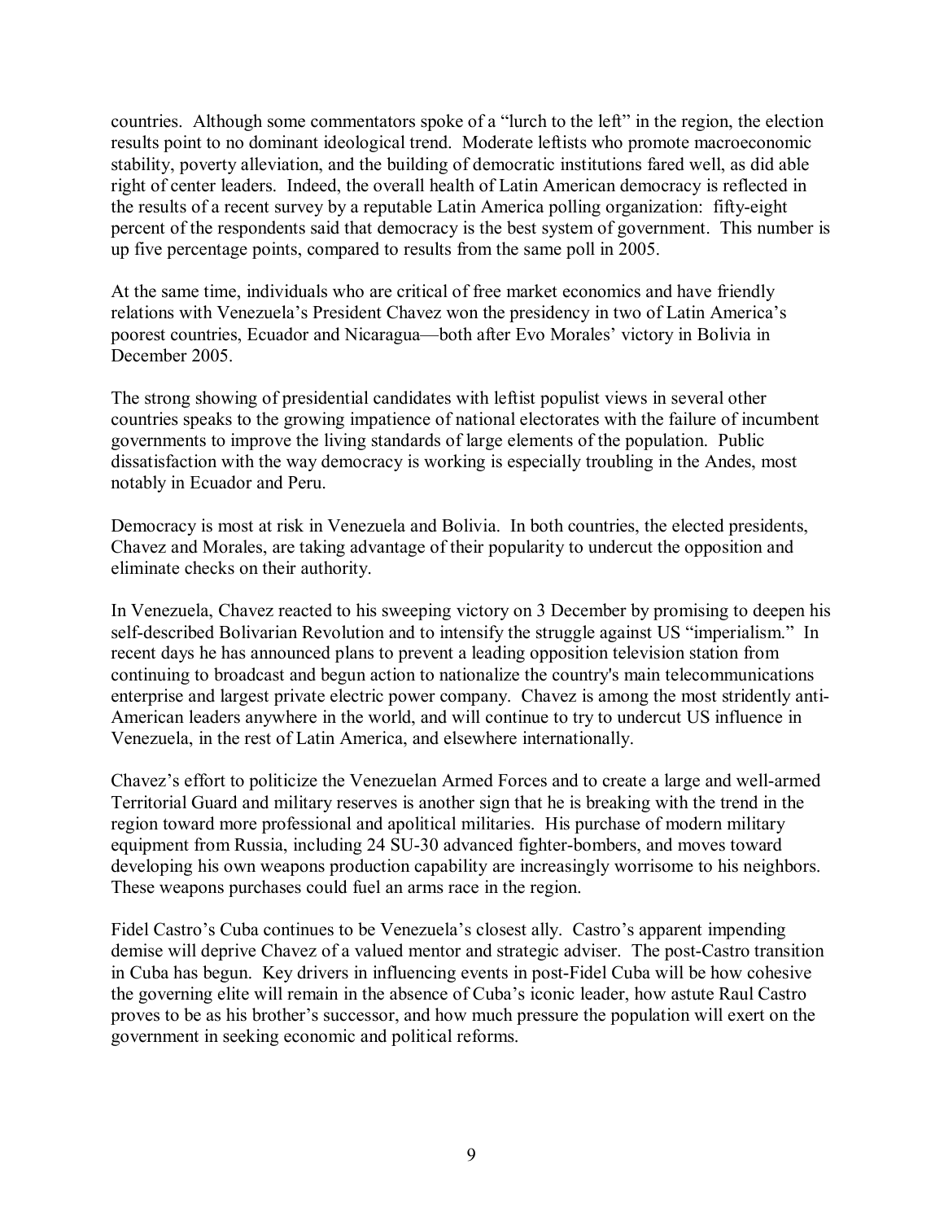countries. Although some commentators spoke of a "lurch to the left" in the region, the election results point to no dominant ideological trend. Moderate leftists who promote macroeconomic stability, poverty alleviation, and the building of democratic institutions fared well, as did able right of center leaders. Indeed, the overall health of Latin American democracy is reflected in the results of a recent survey by a reputable Latin America polling organization: fifty-eight percent of the respondents said that democracy is the best system of government. This number is up five percentage points, compared to results from the same poll in 2005.

At the same time, individuals who are critical of free market economics and have friendly relations with Venezuela's President Chavez won the presidency in two of Latin America's poorest countries, Ecuador and Nicaragua—both after Evo Morales' victory in Bolivia in December 2005.

The strong showing of presidential candidates with leftist populist views in several other countries speaks to the growing impatience of national electorates with the failure of incumbent governments to improve the living standards of large elements of the population. Public dissatisfaction with the way democracy is working is especially troubling in the Andes, most notably in Ecuador and Peru.

Democracy is most at risk in Venezuela and Bolivia. In both countries, the elected presidents, Chavez and Morales, are taking advantage of their popularity to undercut the opposition and eliminate checks on their authority.

In Venezuela, Chavez reacted to his sweeping victory on 3 December by promising to deepen his self-described Bolivarian Revolution and to intensify the struggle against US "imperialism." In recent days he has announced plans to prevent a leading opposition television station from continuing to broadcast and begun action to nationalize the country's main telecommunications enterprise and largest private electric power company. Chavez is among the most stridently anti-American leaders anywhere in the world, and will continue to try to undercut US influence in Venezuela, in the rest of Latin America, and elsewhere internationally.

Chavez's effort to politicize the Venezuelan Armed Forces and to create a large and well-armed Territorial Guard and military reserves is another sign that he is breaking with the trend in the region toward more professional and apolitical militaries. His purchase of modern military equipment from Russia, including 24 SU-30 advanced fighter-bombers, and moves toward developing his own weapons production capability are increasingly worrisome to his neighbors. These weapons purchases could fuel an arms race in the region.

Fidel Castro's Cuba continues to be Venezuela's closest ally. Castro's apparent impending demise will deprive Chavez of a valued mentor and strategic adviser. The post-Castro transition in Cuba has begun. Key drivers in influencing events in post-Fidel Cuba will be how cohesive the governing elite will remain in the absence of Cuba's iconic leader, how astute Raul Castro proves to be as his brother's successor, and how much pressure the population will exert on the government in seeking economic and political reforms.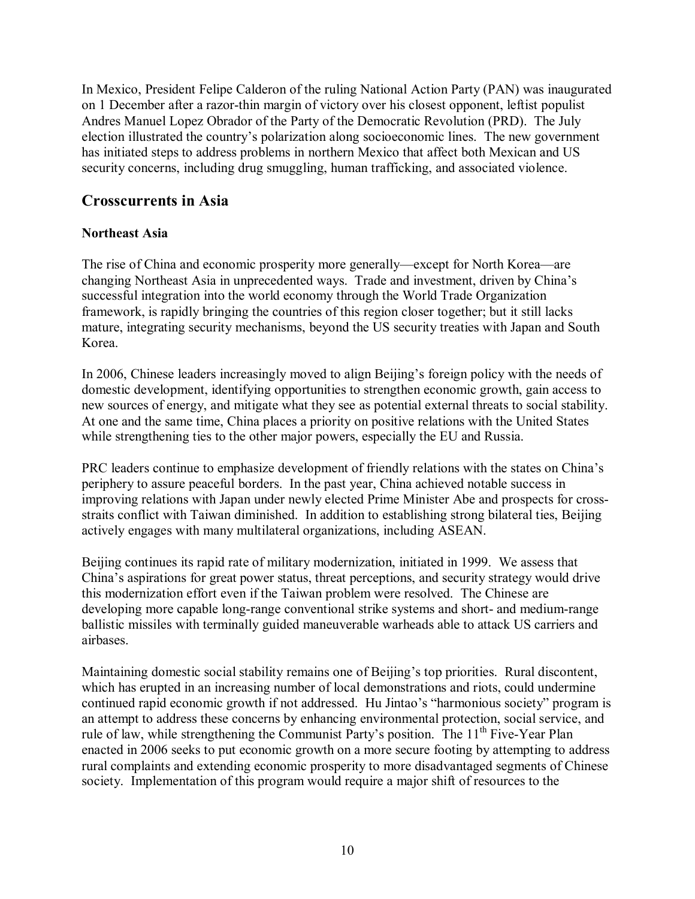In Mexico, President Felipe Calderon of the ruling National Action Party (PAN) was inaugurated on 1 December after a razor-thin margin of victory over his closest opponent, leftist populist Andres Manuel Lopez Obrador of the Party of the Democratic Revolution (PRD). The July election illustrated the country's polarization along socioeconomic lines. The new government has initiated steps to address problems in northern Mexico that affect both Mexican and US security concerns, including drug smuggling, human trafficking, and associated violence.

## Crosscurrents in Asia

### Northeast Asia

The rise of China and economic prosperity more generally—except for North Korea—are changing Northeast Asia in unprecedented ways. Trade and investment, driven by China's successful integration into the world economy through the World Trade Organization framework, is rapidly bringing the countries of this region closer together; but it still lacks mature, integrating security mechanisms, beyond the US security treaties with Japan and South Korea.

In 2006, Chinese leaders increasingly moved to align Beijing's foreign policy with the needs of domestic development, identifying opportunities to strengthen economic growth, gain access to new sources of energy, and mitigate what they see as potential external threats to social stability. At one and the same time, China places a priority on positive relations with the United States while strengthening ties to the other major powers, especially the EU and Russia.

PRC leaders continue to emphasize development of friendly relations with the states on China's periphery to assure peaceful borders. In the past year, China achieved notable success in improving relations with Japan under newly elected Prime Minister Abe and prospects for cross-straits conflict with Taiwan diminished. In addition to establishing strong bilateral ties, Beijing actively engages with many multilateral organizations, including ASEAN.

Beijing continues its rapid rate of military modernization, initiated in 1999. We assess that China's aspirations for great power status, threat perceptions, and security strategy would drive this modernization effort even if the Taiwan problem were resolved. The Chinese are developing more capable long-range conventional strike systems and short- and medium-range ballistic missiles with terminally guided maneuverable warheads able to attack US carriers and airbases.

Maintaining domestic social stability remains one of Beijing's top priorities. Rural discontent, which has erupted in an increasing number of local demonstrations and riots, could undermine continued rapid economic growth if not addressed. Hu Jintao's "harmonious society" program is an attempt to address these concerns by enhancing environmental protection, social service, and rule of law, while strengthening the Communist Party's position. The 11th Five-Year Plan enacted in 2006 seeks to put economic growth on a more secure footing by attempting to address rural complaints and extending economic prosperity to more disadvantaged segments of Chinese society. Implementation of this program would require a major shift of resources to the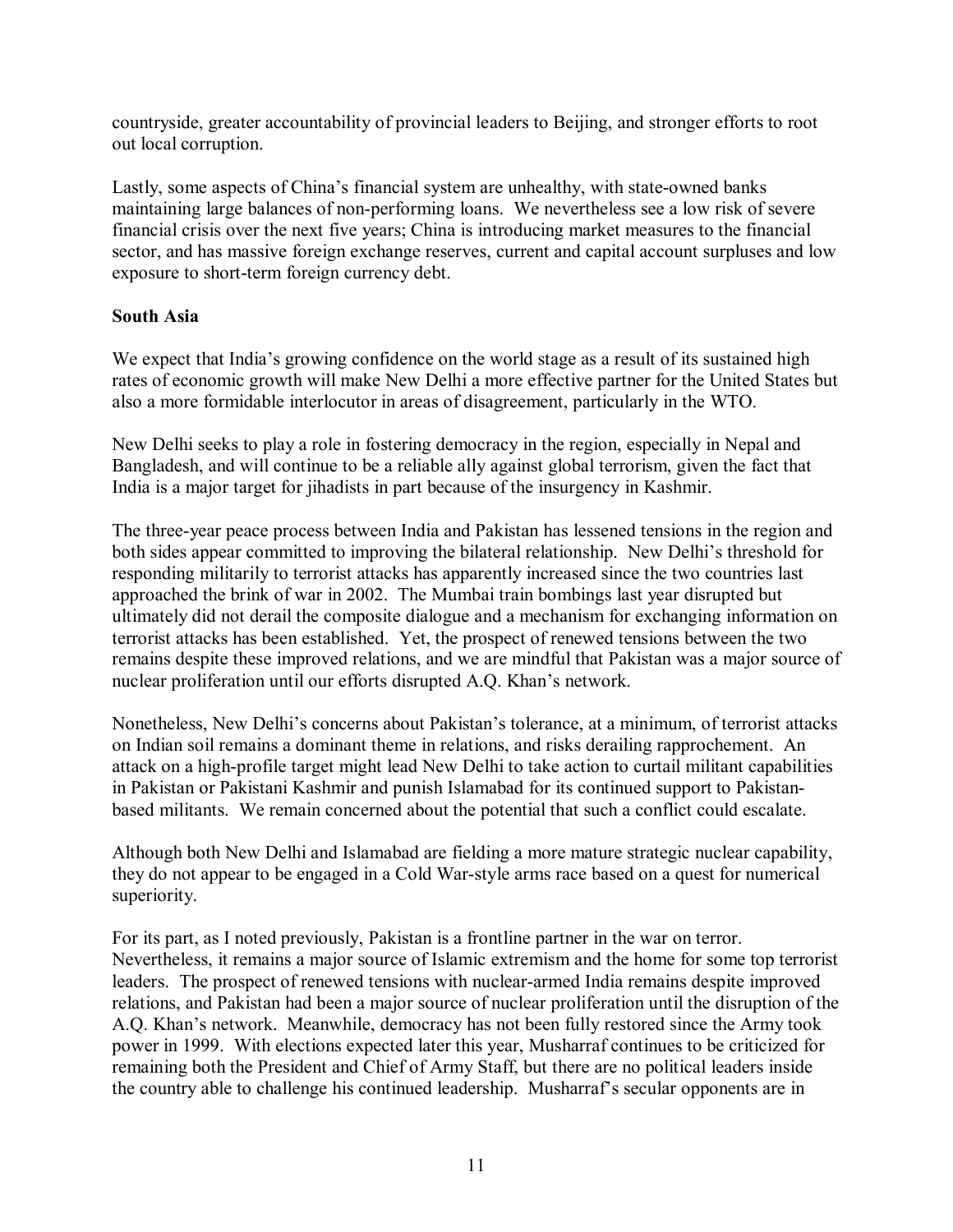countryside, greater accountability of provincial leaders to Beijing, and stronger efforts to root out local corruption.

Lastly, some aspects of China's financial system are unhealthy, with state-owned banks maintaining large balances of non-performing loans. We nevertheless see a low risk of severe financial crisis over the next five years; China is introducing market measures to the financial sector, and has massive foreign exchange reserves, current and capital account surpluses and low exposure to short-term foreign currency debt.

**South Asia**

We expect that India's growing confidence on the world stage as a result of its sustained high rates of economic growth will make New Delhi a more effective partner for the United States but also a more formidable interlocutor in areas of disagreement, particularly in the WTO.

New Delhi seeks to play a role in fostering democracy in the region, especially in Nepal and Bangladesh, and will continue to be a reliable ally against global terrorism, given the fact that India is a major target for jihadists in part because of the insurgency in Kashmir.

The three-year peace process between India and Pakistan has lessened tensions in the region and both sides appear committed to improving the bilateral relationship. New Delhi's threshold for responding militarily to terrorist attacks has apparently increased since the two countries last approached the brink of war in 2002. The Mumbai train bombings last year disrupted but ultimately did not derail the composite dialogue and a mechanism for exchanging information on terrorist attacks has been established. Yet, the prospect of renewed tensions between the two remains despite these improved relations, and we are mindful that Pakistan was a major source of nuclear proliferation until our efforts disrupted A.Q. Khan's network.

Nonetheless, New Delhi's concerns about Pakistan's tolerance, at a minimum, of terrorist attacks on Indian soil remains a dominant theme in relations, and risks derailing rapprochement. An attack on a high-profile target might lead New Delhi to take action to curtail militant capabilities in Pakistan or Pakistani Kashmir and punish Islamabad for its continued support to Pakistan-based militants. We remain concerned about the potential that such a conflict could escalate.

Although both New Delhi and Islamabad are fielding a more mature strategic nuclear capability, they do not appear to be engaged in a Cold War-style arms race based on a quest for numerical superiority.

For its part, as I noted previously, Pakistan is a frontline partner in the war on terror. Nevertheless, it remains a major source of Islamic extremism and the home for some top terrorist leaders. The prospect of renewed tensions with nuclear-armed India remains despite improved relations, and Pakistan had been a major source of nuclear proliferation until the disruption of the A.Q. Khan's network. Meanwhile, democracy has not been fully restored since the Army took power in 1999. With elections expected later this year, Musharraf continues to be criticized for remaining both the President and Chief of Army Staff, but there are no political leaders inside the country able to challenge his continued leadership. Musharraf's secular opponents are in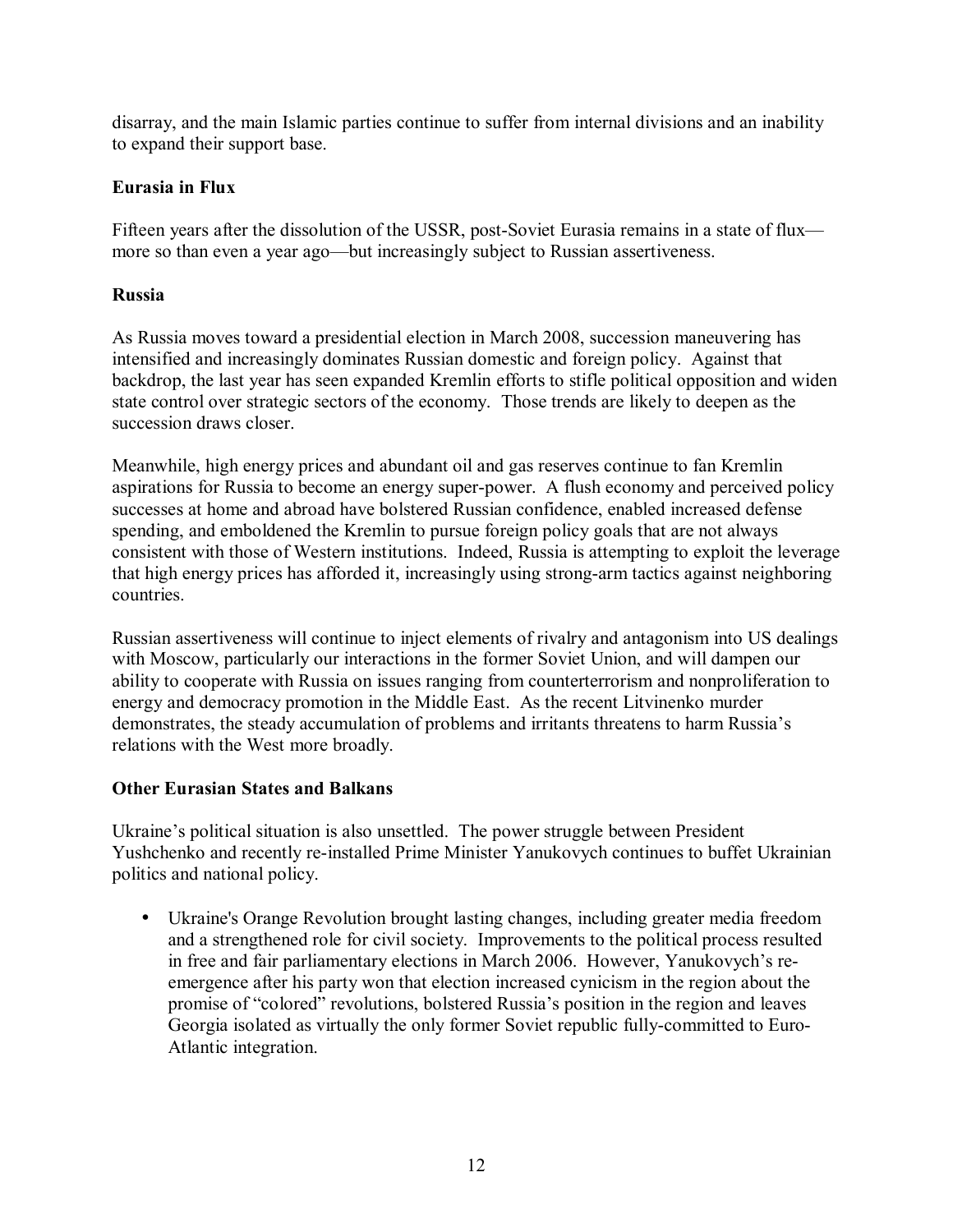disarray, and the main Islamic parties continue to suffer from internal divisions and an inability to expand their support base.

**Eurasia in Flux**

Fifteen years after the dissolution of the USSR, post-Soviet Eurasia remains in a state of flux—more so than even a year ago—but increasingly subject to Russian assertiveness.

**Russia**

As Russia moves toward a presidential election in March 2008, succession maneuvering has intensified and increasingly dominates Russian domestic and foreign policy. Against that backdrop, the last year has seen expanded Kremlin efforts to stifle political opposition and widen state control over strategic sectors of the economy. Those trends are likely to deepen as the succession draws closer.

Meanwhile, high energy prices and abundant oil and gas reserves continue to fan Kremlin aspirations for Russia to become an energy super-power. A flush economy and perceived policy successes at home and abroad have bolstered Russian confidence, enabled increased defense spending, and emboldened the Kremlin to pursue foreign policy goals that are not always consistent with those of Western institutions. Indeed, Russia is attempting to exploit the leverage that high energy prices has afforded it, increasingly using strong-arm tactics against neighboring countries.

Russian assertiveness will continue to inject elements of rivalry and antagonism into US dealings with Moscow, particularly our interactions in the former Soviet Union, and will dampen our ability to cooperate with Russia on issues ranging from counterterrorism and nonproliferation to energy and democracy promotion in the Middle East. As the recent Litvinenko murder demonstrates, the steady accumulation of problems and irritants threatens to harm Russia's relations with the West more broadly.

**Other Eurasian States and Balkans**

Ukraine's political situation is also unsettled. The power struggle between President Yushchenko and recently re-installed Prime Minister Yanukovych continues to buffet Ukrainian politics and national policy.

- Ukraine's Orange Revolution brought lasting changes, including greater media freedom and a strengthened role for civil society. Improvements to the political process resulted in free and fair parliamentary elections in March 2006. However, Yanukovych's re-emergence after his party won that election increased cynicism in the region about the promise of "colored" revolutions, bolstered Russia's position in the region and leaves Georgia isolated as virtually the only former Soviet republic fully-committed to Euro-Atlantic integration.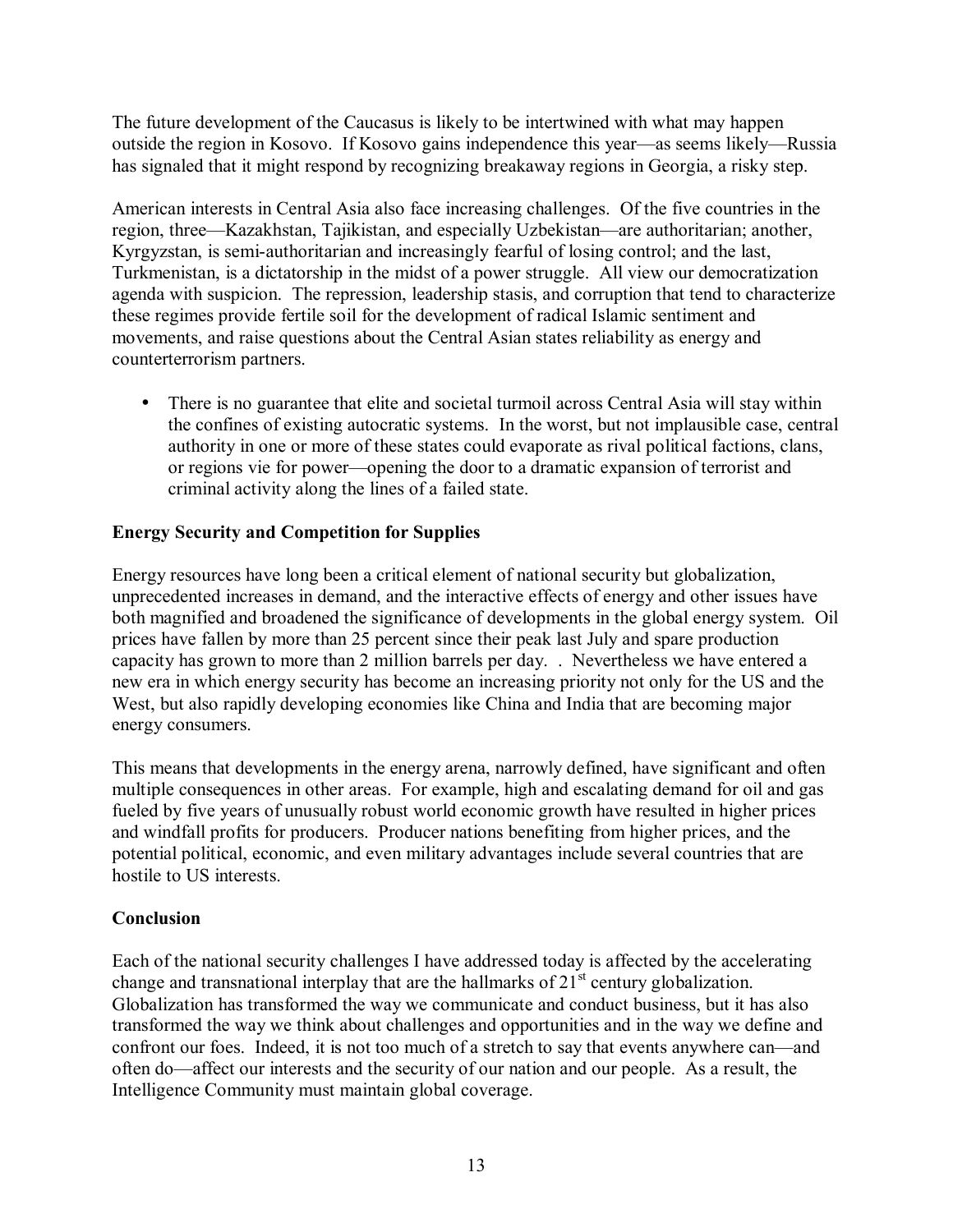The future development of the Caucasus is likely to be intertwined with what may happen outside the region in Kosovo. If Kosovo gains independence this year—as seems likely—Russia has signaled that it might respond by recognizing breakaway regions in Georgia, a risky step.

American interests in Central Asia also face increasing challenges. Of the five countries in the region, three—Kazakhstan, Tajikistan, and especially Uzbekistan—are authoritarian; another, Kyrgyzstan, is semi-authoritarian and increasingly fearful of losing control; and the last, Turkmenistan, is a dictatorship in the midst of a power struggle. All view our democratization agenda with suspicion. The repression, leadership stasis, and corruption that tend to characterize these regimes provide fertile soil for the development of radical Islamic sentiment and movements, and raise questions about the Central Asian states reliability as energy and counterterrorism partners.

- There is no guarantee that elite and societal turmoil across Central Asia will stay within the confines of existing autocratic systems. In the worst, but not implausible case, central authority in one or more of these states could evaporate as rival political factions, clans, or regions vie for power—opening the door to a dramatic expansion of terrorist and criminal activity along the lines of a failed state.

**Energy Security and Competition for Supplies**

Energy resources have long been a critical element of national security but globalization, unprecedented increases in demand, and the interactive effects of energy and other issues have both magnified and broadened the significance of developments in the global energy system. Oil prices have fallen by more than 25 percent since their peak last July and spare production capacity has grown to more than 2 million barrels per day. . Nevertheless we have entered a new era in which energy security has become an increasing priority not only for the US and the West, but also rapidly developing economies like China and India that are becoming major energy consumers.

This means that developments in the energy arena, narrowly defined, have significant and often multiple consequences in other areas. For example, high and escalating demand for oil and gas fueled by five years of unusually robust world economic growth have resulted in higher prices and windfall profits for producers. Producer nations benefiting from higher prices, and the potential political, economic, and even military advantages include several countries that are hostile to US interests.

**Conclusion**

Each of the national security challenges I have addressed today is affected by the accelerating change and transnational interplay that are the hallmarks of 21st century globalization. Globalization has transformed the way we communicate and conduct business, but it has also transformed the way we think about challenges and opportunities and in the way we define and confront our foes. Indeed, it is not too much of a stretch to say that events anywhere can—and often do—affect our interests and the security of our nation and our people. As a result, the Intelligence Community must maintain global coverage.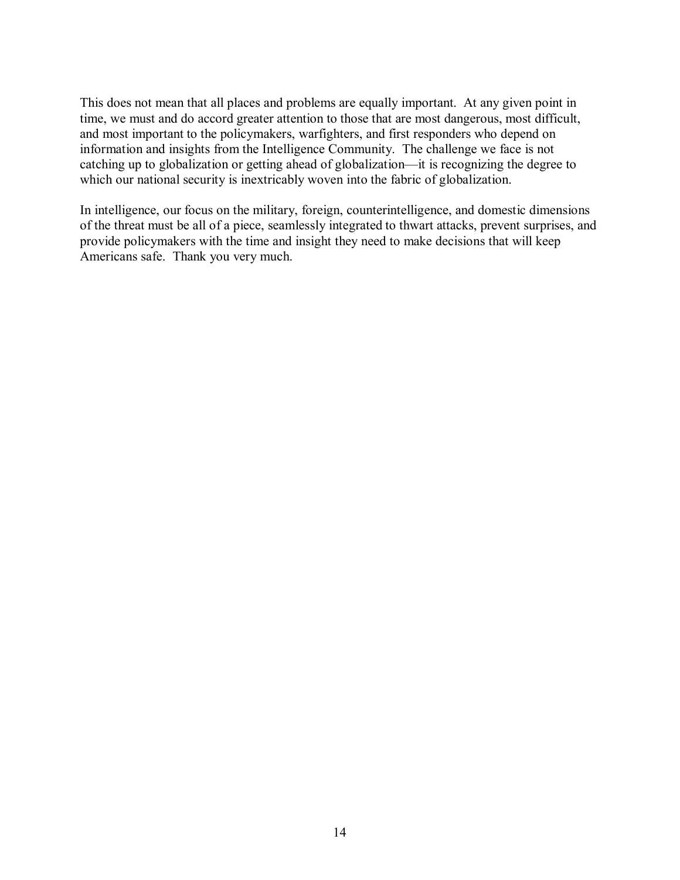This does not mean that all places and problems are equally important. At any given point in time, we must and do accord greater attention to those that are most dangerous, most difficult, and most important to the policymakers, warfighters, and first responders who depend on information and insights from the Intelligence Community. The challenge we face is not catching up to globalization or getting ahead of globalization—it is recognizing the degree to which our national security is inextricably woven into the fabric of globalization.

In intelligence, our focus on the military, foreign, counterintelligence, and domestic dimensions of the threat must be all of a piece, seamlessly integrated to thwart attacks, prevent surprises, and provide policymakers with the time and insight they need to make decisions that will keep Americans safe. Thank you very much.